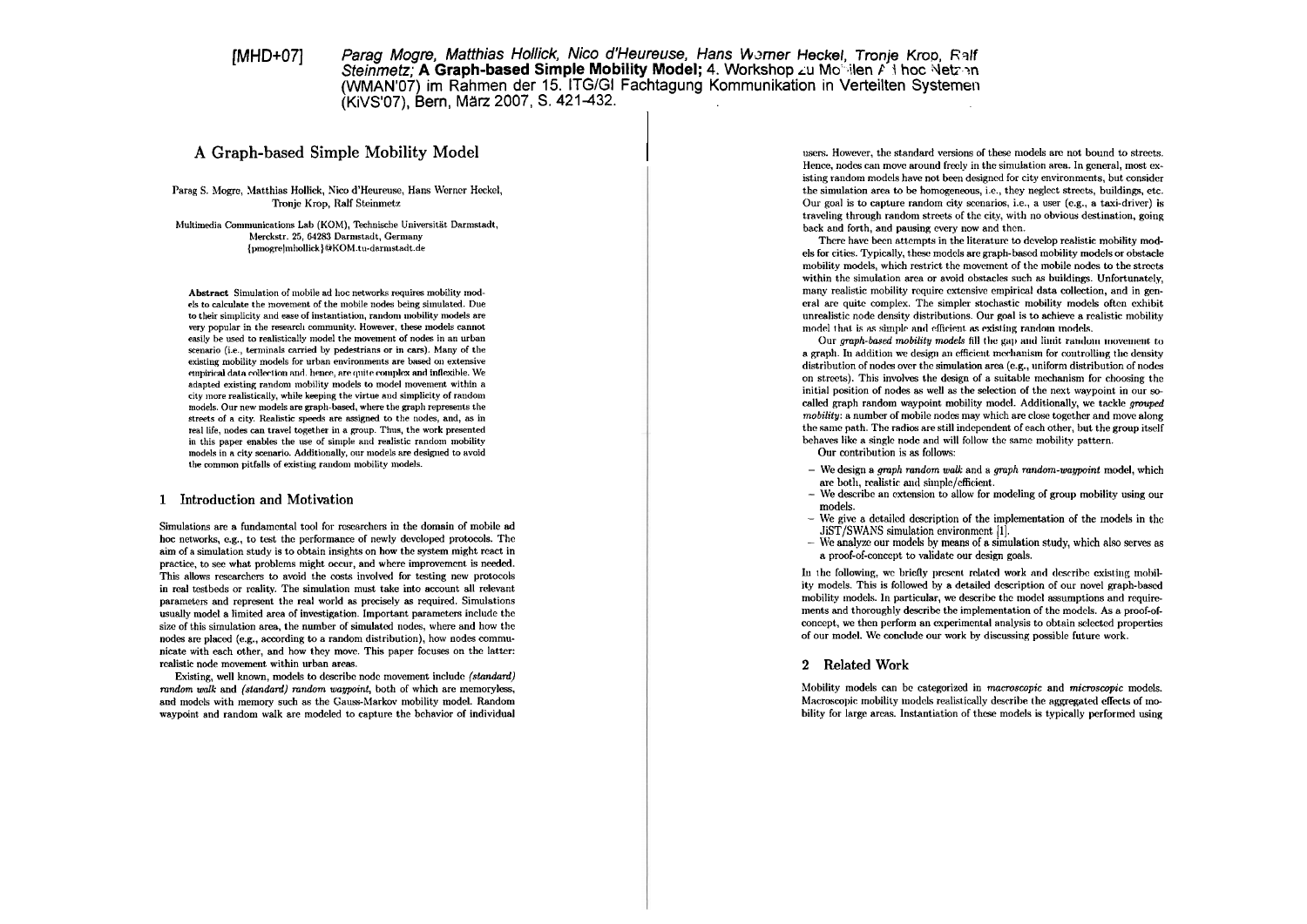[MHD+07] *Parag Mogre, Matthias Hollick, Nico d'Heureuse, Hans Werner Heckel, Tronje Krop, Ralf Steinmetz;* **A Graph-based Simple Mobility Model;** 4. Workshop zu Mobilen Ad hoc Netzen (WMAN'07) im Rahmen der 15. ITG/GI Fachtagung Kommunikation in Verteilten Systemen (KiVS'07), Bern, März 2007, S. 421-432.

# A Graph-based Simple Mobility Model

Parag S. Mogre, Matthias Hollick, Nico d'Heureuse, Hans Werner Heckel, Tronje Krop, Ralf Steinmetz

Multimedia Communications Lab (KOM), Technische Universität Darmstadt, Merckstr. 25, 64283 Darmstadt, Germany
{pmogre|mhollick}@KOM.tu-darmstadt.de

**Abstract** Simulation of mobile ad hoc networks requires mobility models to calculate the movement of the mobile nodes being simulated. Due to their simplicity and ease of instantiation, random mobility models are very popular in the research community. However, these models cannot easily be used to realistically model the movement of nodes in an urban scenario (i.e., terminals carried by pedestrians or in cars). Many of the existing mobility models for urban environments are based on extensive empirical data collection and, hence, are quite complex and inflexible. We adapted existing random mobility models to model movement within a city more realistically, while keeping the virtue and simplicity of random models. Our new models are graph-based, where the graph represents the streets of a city. Realistic speeds are assigned to the nodes, and, as in real life, nodes can travel together in a group. Thus, the work presented in this paper enables the use of simple and realistic random mobility models in a city scenario. Additionally, our models are designed to avoid the common pitfalls of existing random mobility models.

## 1 Introduction and Motivation

Simulations are a fundamental tool for researchers in the domain of mobile ad hoc networks, e.g., to test the performance of newly developed protocols. The aim of a simulation study is to obtain insights on how the system might react in practice, to see what problems might occur, and where improvement is needed. This allows researchers to avoid the costs involved for testing new protocols in real testbeds or reality. The simulation must take into account all relevant parameters and represent the real world as precisely as required. Simulations usually model a limited area of investigation. Important parameters include the size of this simulation area, the number of simulated nodes, where and how the nodes are placed (e.g., according to a random distribution), how nodes communicate with each other, and how they move. This paper focuses on the latter: realistic node movement within urban areas.

Existing, well known, models to describe node movement include *(standard) random walk* and *(standard) random waypoint*, both of which are memoryless, and models with memory such as the Gauss-Markov mobility model. Random waypoint and random walk are modeled to capture the behavior of individual users. However, the standard versions of these models are not bound to streets. Hence, nodes can move around freely in the simulation area. In general, most existing random models have not been designed for city environments, but consider the simulation area to be homogeneous, i.e., they neglect streets, buildings, etc. Our goal is to capture random city scenarios, i.e., a user (e.g., a taxi-driver) is traveling through random streets of the city, with no obvious destination, going back and forth, and pausing every now and then.

There have been attempts in the literature to develop realistic mobility models for cities. Typically, these models are graph-based mobility models or obstacle mobility models, which restrict the movement of the mobile nodes to the streets within the simulation area or avoid obstacles such as buildings. Unfortunately, many realistic mobility require extensive empirical data collection, and in general are quite complex. The simpler stochastic mobility models often exhibit unrealistic node density distributions. Our goal is to achieve a realistic mobility model that is as simple and efficient as existing random models.

Our *graph-based mobility models* fill the gap and limit random movement to a graph. In addition we design an efficient mechanism for controlling the density distribution of nodes over the simulation area (e.g., uniform distribution of nodes on streets). This involves the design of a suitable mechanism for choosing the initial position of nodes as well as the selection of the next waypoint in our so-called graph random waypoint mobility model. Additionally, we tackle *grouped mobility*: a number of mobile nodes may which are close together and move along the same path. The radios are still independent of each other, but the group itself behaves like a single node and will follow the same mobility pattern.

Our contribution is as follows:

- We design a *graph random walk* and a *graph random-waypoint* model, which are both, realistic and simple/efficient.
- We describe an extension to allow for modeling of group mobility using our models.
- We give a detailed description of the implementation of the models in the JiST/SWANS simulation environment [1].
- We analyze our models by means of a simulation study, which also serves as a proof-of-concept to validate our design goals.

In the following, we briefly present related work and describe existing mobility models. This is followed by a detailed description of our novel graph-based mobility models. In particular, we describe the model assumptions and requirements and thoroughly describe the implementation of the models. As a proof-of-concept, we then perform an experimental analysis to obtain selected properties of our model. We conclude our work by discussing possible future work.

## 2 Related Work

Mobility models can be categorized in *macroscopic* and *microscopic* models. Macroscopic mobility models realistically describe the aggregated effects of mobility for large areas. Instantiation of these models is typically performed using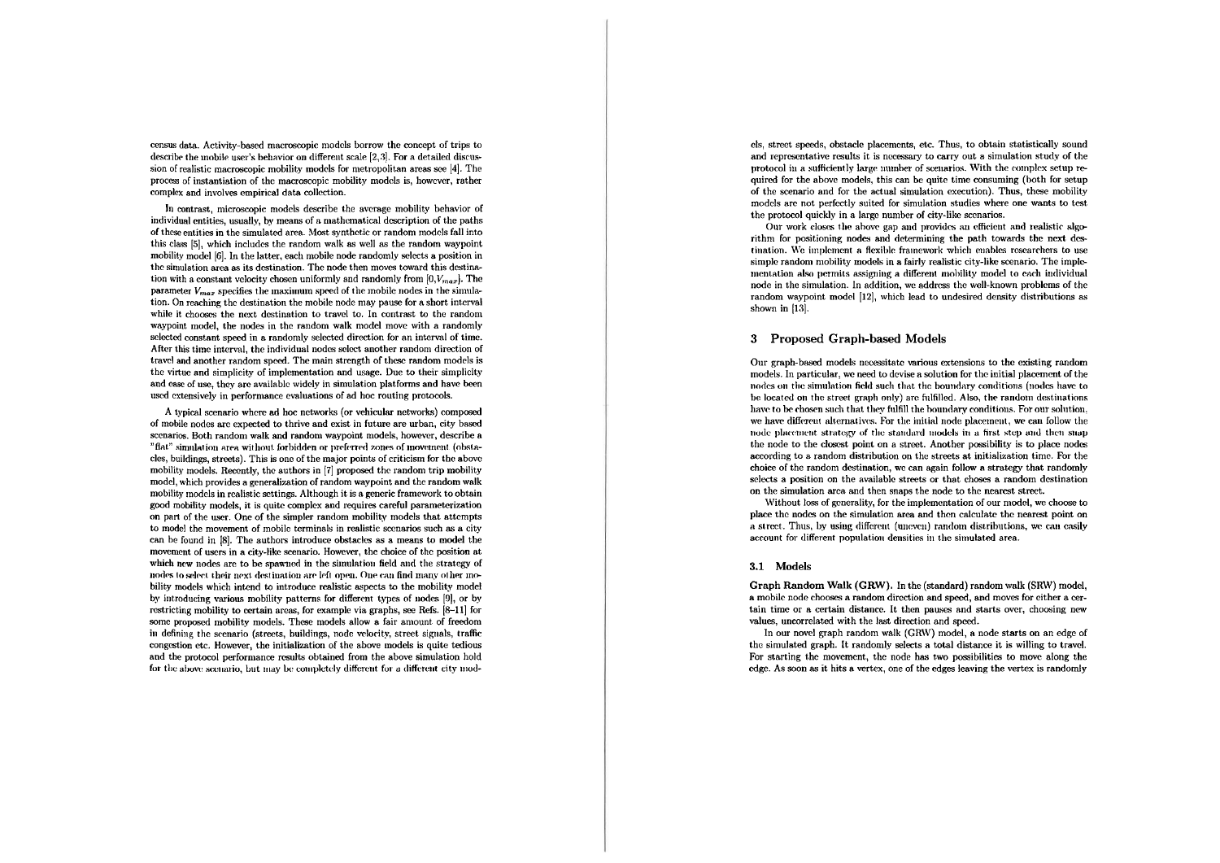census data. Activity-based macroscopic models borrow the concept of trips to describe the mobile user's behavior on different scale [2,3]. For a detailed discussion of realistic macroscopic mobility models for metropolitan areas see [4]. The process of instantiation of the macroscopic mobility models is, however, rather complex and involves empirical data collection.

In contrast, microscopic models describe the average mobility behavior of individual entities, usually, by means of a mathematical description of the paths of these entities in the simulated area. Most synthetic or random models fall into this class [5], which includes the random walk as well as the random waypoint mobility model [6]. In the latter, each mobile node randomly selects a position in the simulation area as its destination. The node then moves toward this destination with a constant velocity chosen uniformly and randomly from $[0,V_{max}]$. The parameter $V_{max}$ specifies the maximum speed of the mobile nodes in the simulation. On reaching the destination the mobile node may pause for a short interval while it chooses the next destination to travel to. In contrast to the random waypoint model, the nodes in the random walk model move with a randomly selected constant speed in a randomly selected direction for an interval of time. After this time interval, the individual nodes select another random direction of travel and another random speed. The main strength of these random models is the virtue and simplicity of implementation and usage. Due to their simplicity and ease of use, they are available widely in simulation platforms and have been used extensively in performance evaluations of ad hoc routing protocols.

A typical scenario where ad hoc networks (or vehicular networks) composed of mobile nodes are expected to thrive and exist in future are urban, city based scenarios. Both random walk and random waypoint models, however, describe a "flat" simulation area without forbidden or preferred zones of movement (obstacles, buildings, streets). This is one of the major points of criticism for the above mobility models. Recently, the authors in [7] proposed the random trip mobility model, which provides a generalization of random waypoint and the random walk mobility models in realistic settings. Although it is a generic framework to obtain good mobility models, it is quite complex and requires careful parameterization on part of the user. One of the simpler random mobility models that attempts to model the movement of mobile terminals in realistic scenarios such as a city can be found in [8]. The authors introduce obstacles as a means to model the movement of users in a city-like scenario. However, the choice of the position at which new nodes are to be spawned in the simulation field and the strategy of nodes to select their next destination are left open. One can find many other mobility models which intend to introduce realistic aspects to the mobility model by introducing various mobility patterns for different types of nodes [9], or by restricting mobility to certain areas, for example via graphs, see Refs. [8–11] for some proposed mobility models. These models allow a fair amount of freedom in defining the scenario (streets, buildings, node velocity, street signals, traffic congestion etc. However, the initialization of the above models is quite tedious and the protocol performance results obtained from the above simulation hold for the above scenario, but may be completely different for a different city models, street speeds, obstacle placements, etc. Thus, to obtain statistically sound and representative results it is necessary to carry out a simulation study of the protocol in a sufficiently large number of scenarios. With the complex setup required for the above models, this can be quite time consuming (both for setup of the scenario and for the actual simulation execution). Thus, these mobility models are not perfectly suited for simulation studies where one wants to test the protocol quickly in a large number of city-like scenarios.

Our work closes the above gap and provides an efficient and realistic algorithm for positioning nodes and determining the path towards the next destination. We implement a flexible framework which enables researchers to use simple random mobility models in a fairly realistic city-like scenario. The implementation also permits assigning a different mobility model to each individual node in the simulation. In addition, we address the well-known problems of the random waypoint model [12], which lead to undesired density distributions as shown in [13].

## 3 Proposed Graph-based Models

Our graph-based models necessitate various extensions to the existing random models. In particular, we need to devise a solution for the initial placement of the nodes on the simulation field such that the boundary conditions (nodes have to be located on the street graph only) are fulfilled. Also, the random destinations have to be chosen such that they fulfill the boundary conditions. For our solution, we have different alternatives. For the initial node placement, we can follow the node placement strategy of the standard models in a first step and then snap the node to the closest point on a street. Another possibility is to place nodes according to a random distribution on the streets at initialization time. For the choice of the random destination, we can again follow a strategy that randomly selects a position on the available streets or that choses a random destination on the simulation area and then snaps the node to the nearest street.

Without loss of generality, for the implementation of our model, we choose to place the nodes on the simulation area and then calculate the nearest point on a street. Thus, by using different (uneven) random distributions, we can easily account for different population densities in the simulated area.

### 3.1 Models

**Graph Random Walk (GRW).** In the (standard) random walk (SRW) model, a mobile node chooses a random direction and speed, and moves for either a certain time or a certain distance. It then pauses and starts over, choosing new values, uncorrelated with the last direction and speed.

In our novel graph random walk (GRW) model, a node starts on an edge of the simulated graph. It randomly selects a total distance it is willing to travel. For starting the movement, the node has two possibilities to move along the edge. As soon as it hits a vertex, one of the edges leaving the vertex is randomly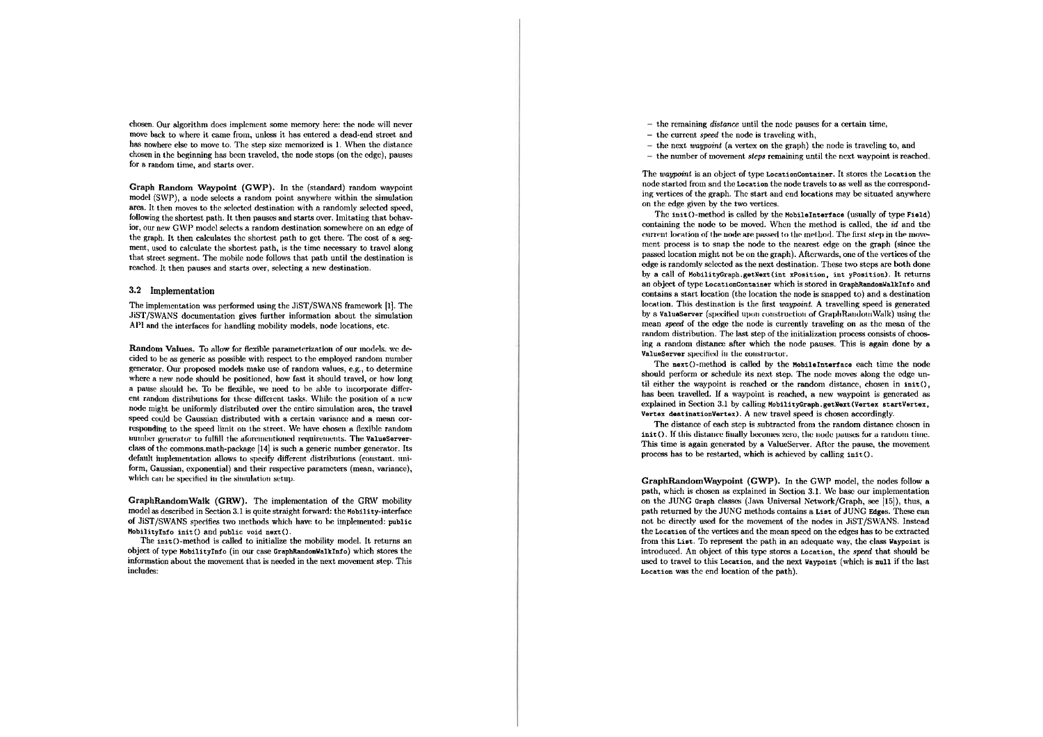chosen. Our algorithm does implement some memory here: the node will never move back to where it came from, unless it has entered a dead-end street and has nowhere else to move to. The step size memorized is 1. When the distance chosen in the beginning has been traveled, the node stops (on the edge), pauses for a random time, and starts over.

**Graph Random Waypoint (GWP).** In the (standard) random waypoint model (SWP), a node selects a random point anywhere within the simulation area. It then moves to the selected destination with a randomly selected speed, following the shortest path. It then pauses and starts over. Imitating that behavior, our new GWP model selects a random destination somewhere on an edge of the graph. It then calculates the shortest path to get there. The cost of a segment, used to calculate the shortest path, is the time necessary to travel along that street segment. The mobile node follows that path until the destination is reached. It then pauses and starts over, selecting a new destination.

### 3.2 Implementation

The implementation was performed using the JiST/SWANS framework [1]. The JiST/SWANS documentation gives further information about the simulation API and the interfaces for handling mobility models, node locations, etc.

**Random Values.** To allow for flexible parameterization of our models, we decided to be as generic as possible with respect to the employed random number generator. Our proposed models make use of random values, e.g., to determine where a new node should be positioned, how fast it should travel, or how long a pause should be. To be flexible, we need to be able to incorporate different random distributions for these different tasks. While the position of a new node might be uniformly distributed over the entire simulation area, the travel speed could be Gaussian distributed with a certain variance and a mean corresponding to the speed limit on the street. We have chosen a flexible random number generator to fulfill the aforementioned requirements. The `ValueServer`-class of the commons.math-package [14] is such a generic number generator. Its default implementation allows to specify different distributions (constant, uniform, Gaussian, exponential) and their respective parameters (mean, variance), which can be specified in the simulation setup.

**GraphRandomWalk (GRW).** The implementation of the GRW mobility model as described in Section 3.1 is quite straight forward: the `Mobility`-interface of JiST/SWANS specifies two methods which have to be implemented: `public MobilityInfo init()` and `public void next()`.

The `init()`-method is called to initialize the mobility model. It returns an object of type `MobilityInfo` (in our case `GraphRandomWalkInfo`) which stores the information about the movement that is needed in the next movement step. This includes:

- the remaining *distance* until the node pauses for a certain time,
- the current *speed* the node is traveling with,
- the next *waypoint* (a vertex on the graph) the node is traveling to, and
- the number of movement *steps* remaining until the next waypoint is reached.

The *waypoint* is an object of type `LocationContainer`. It stores the `Location` the node started from and the `Location` the node travels to as well as the corresponding vertices of the graph. The start and end locations may be situated anywhere on the edge given by the two vertices.

The `init()`-method is called by the `MobileInterface` (usually of type `Field`) containing the node to be moved. When the method is called, the *id* and the current location of the node are passed to the method. The first step in the movement process is to snap the node to the nearest edge on the graph (since the passed location might not be on the graph). Afterwards, one of the vertices of the edge is randomly selected as the next destination. These two steps are both done by a call of `MobilityGraph.getNext(int xPosition, int yPosition)`. It returns an object of type `LocationContainer` which is stored in `GraphRandomWalkInfo` and contains a start location (the location the node is snapped to) and a destination location. This destination is the first *waypoint*. A travelling speed is generated by a `ValueServer` (specified upon construction of GraphRandomWalk) using the mean *speed* of the edge the node is currently traveling on as the mean of the random distribution. The last step of the initialization process consists of choosing a random distance after which the node pauses. This is again done by a `ValueServer` specified in the constructor.

The `next()`-method is called by the `MobileInterface` each time the node should perform or schedule its next step. The node moves along the edge until either the waypoint is reached or the random distance, chosen in `init()`, has been travelled. If a waypoint is reached, a new waypoint is generated as explained in Section 3.1 by calling `MobilityGraph.getNext(Vertex startVertex, Vertex destinationVertex)`. A new travel speed is chosen accordingly.

The distance of each step is subtracted from the random distance chosen in `init()`. If this distance finally becomes zero, the node pauses for a random time. This time is again generated by a ValueServer. After the pause, the movement process has to be restarted, which is achieved by calling `init()`.

**GraphRandomWaypoint (GWP).** In the GWP model, the nodes follow a path, which is chosen as explained in Section 3.1. We base our implementation on the JUNG `Graph` classes (Java Universal Network/Graph, see [15]), thus, a path returned by the JUNG methods contains a `List` of JUNG `Edges`. These can not be directly used for the movement of the nodes in JiST/SWANS. Instead the `Location` of the vertices and the mean speed on the edges has to be extracted from this `List`. To represent the path in an adequate way, the class `Waypoint` is introduced. An object of this type stores a `Location`, the *speed* that should be used to travel to this `Location`, and the next `Waypoint` (which is `null` if the last `Location` was the end location of the path).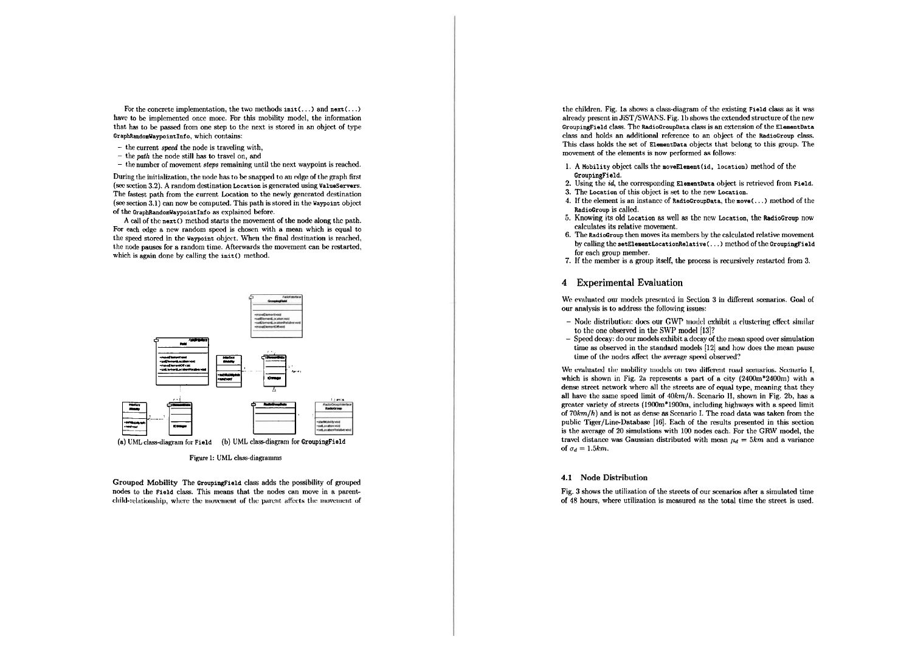For the concrete implementation, the two methods `init(...)` and `next(...)` have to be implemented once more. For this mobility model, the information that has to be passed from one step to the next is stored in an object of type `GraphRandomWaypointInfo`, which contains:

- the current *speed* the node is traveling with,
- the *path* the node still has to travel on, and
- the number of movement *steps* remaining until the next waypoint is reached.

During the initialization, the node has to be snapped to an edge of the graph first (see section 3.2). A random destination `Location` is generated using `ValueServers`. The fastest path from the current Location to the newly generated destination (see section 3.1) can now be computed. This path is stored in the `Waypoint` object of the `GraphRandomWaypointInfo` as explained before.

A call of the `next()` method starts the movement of the node along the path. For each edge a new random speed is chosen with a mean which is equal to the speed stored in the `Waypoint` object. When the final destination is reached, the node pauses for a random time. Afterwards the movement can be restarted, which is again done by calling the `init()` method.

(a) UML class-diagram for `Field` (b) UML class-diagram for `GroupingField`

Figure 1: UML class-diagramms

**Grouped Mobility** The `GroupingField` class adds the possibility of grouped nodes to the `Field` class. This means that the nodes can move in a parent-child-relationship, where the movement of the parent affects the movement of the children. Fig. 1a shows a class-diagram of the existing `Field` class as it was already present in JiST/SWANS. Fig. 1b shows the extended structure of the new `GroupingField` class. The `RadioGroupData` class is an extension of the `ElementData` class and holds an additional reference to an object of the `RadioGroup` class. This class holds the set of `ElementData` objects that belong to this group. The movement of the elements is now performed as follows:

1. A `Mobility` object calls the `moveElement(id, location)` method of the `GroupingField`.
2. Using the *id*, the corresponding `ElementData` object is retrieved from `Field`.
3. The `Location` of this object is set to the new `Location`.
4. If the element is an instance of `RadioGroupData`, the `move(...)` method of the `RadioGroup` is called.
5. Knowing its old `Location` as well as the new `Location`, the `RadioGroup` now calculates its relative movement.
6. The `RadioGroup` then moves its members by the calculated relative movement by calling the `setElementLocationRelative(...)` method of the `GroupingField` for each group member.
7. If the member is a group itself, the process is recursively restarted from 3.

## 4 Experimental Evaluation

We evaluated our models presented in Section 3 in different scenarios. Goal of our analysis is to address the following issues:

- Node distribution: does our GWP model exhibit a clustering effect similar to the one observed in the SWP model [13]?
- Speed decay: do our models exhibit a decay of the mean speed over simulation time as observed in the standard models [12] and how does the mean pause time of the nodes affect the average speed observed?

We evaluated the mobility models on two different road scenarios. Scenario I, which is shown in Fig. 2a represents a part of a city (2400m\*2400m) with a dense street network where all the streets are of equal type, meaning that they all have the same speed limit of $40km/h$. Scenario II, shown in Fig. 2b, has a greater variety of streets (1900m\*1900m, including highways with a speed limit of $70km/h$) and is not as dense as Scenario I. The road data was taken from the public Tiger/Line-Database [16]. Each of the results presented in this section is the average of 20 simulations with 100 nodes each. For the GRW model, the travel distance was Gaussian distributed with mean $\mu_d = 5km$ and a variance of $\sigma_d = 1.5km$.

### 4.1 Node Distribution

Fig. 3 shows the utilization of the streets of our scenarios after a simulated time of 48 hours, where utilization is measured as the total time the street is used.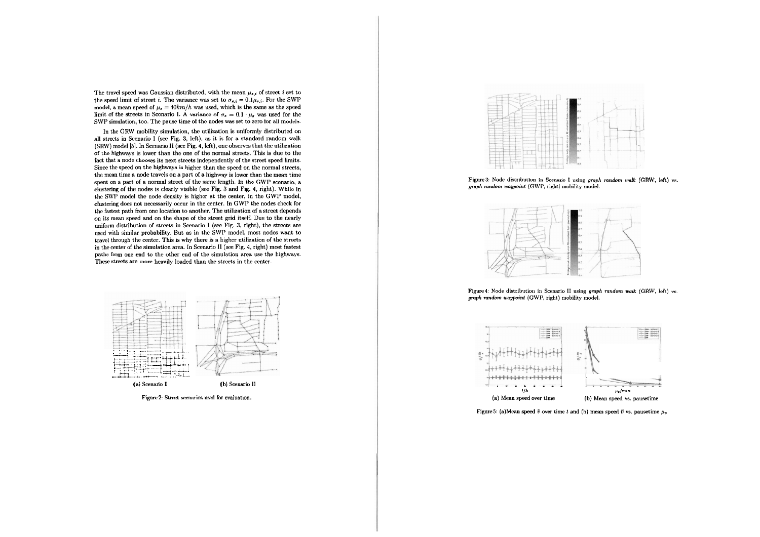The travel speed was Gaussian distributed, with the mean $\mu_{s,i}$ of street $i$ set to the speed limit of street $i$. The variance was set to $\sigma_{s,i} = 0.1\mu_{s,i}$. For the SWP model, a mean speed of $\mu_s = 40km/h$ was used, which is the same as the speed limit of the streets in Scenario I. A variance of $\sigma_s = 0.1 \cdot \mu_s$ was used for the SWP simulation, too. The pause time of the nodes was set to zero for all models.

In the GRW mobility simulation, the utilization is uniformly distributed on all streets in Scenario I (see Fig. 3, left), as it is for a standard random walk (SRW) model [5]. In Scenario II (see Fig. 4, left), one observes that the utilization of the highways is lower than the one of the normal streets. This is due to the fact that a node chooses its next streets independently of the street speed limits. Since the speed on the highways is higher than the speed on the normal streets, the mean time a node travels on a part of a highway is lower than the mean time spent on a part of a normal street of the same length. In the GWP scenario, a clustering of the nodes is clearly visible (see Fig. 3 and Fig. 4, right). While in the SWP model the node density is higher at the center, in the GWP model, clustering does not necessarily occur in the center. In GWP the nodes check for the fastest path from one location to another. The utilization of a street depends on its mean speed and on the shape of the street grid itself. Due to the nearly uniform distribution of streets in Scenario I (see Fig. 3, right), the streets are used with similar probability. But as in the SWP model, most nodes want to travel through the center. This is why there is a higher utilization of the streets in the center of the simulation area. In Scenario II (see Fig. 4, right) most fastest paths from one end to the other end of the simulation area use the highways. These streets are more heavily loaded than the streets in the center.

(a) Scenario I (b) Scenario II

Figure 2: Street scenarios used for evaluation.

Figure 3: Node distribution in Scenario I using *graph random walk* (GRW, left) vs. *graph random waypoint* (GWP, right) mobility model.

Figure 4: Node distribution in Scenario II using *graph random walk* (GRW, left) vs. *graph random waypoint* (GWP, right) mobility model.

(a) Mean speed over time (b) Mean speed vs. pausetime

Figure 5: (a) Mean speed $\bar{v}$ over time $t$ and (b) mean speed $\bar{v}$ vs. pausetime $\mu_p$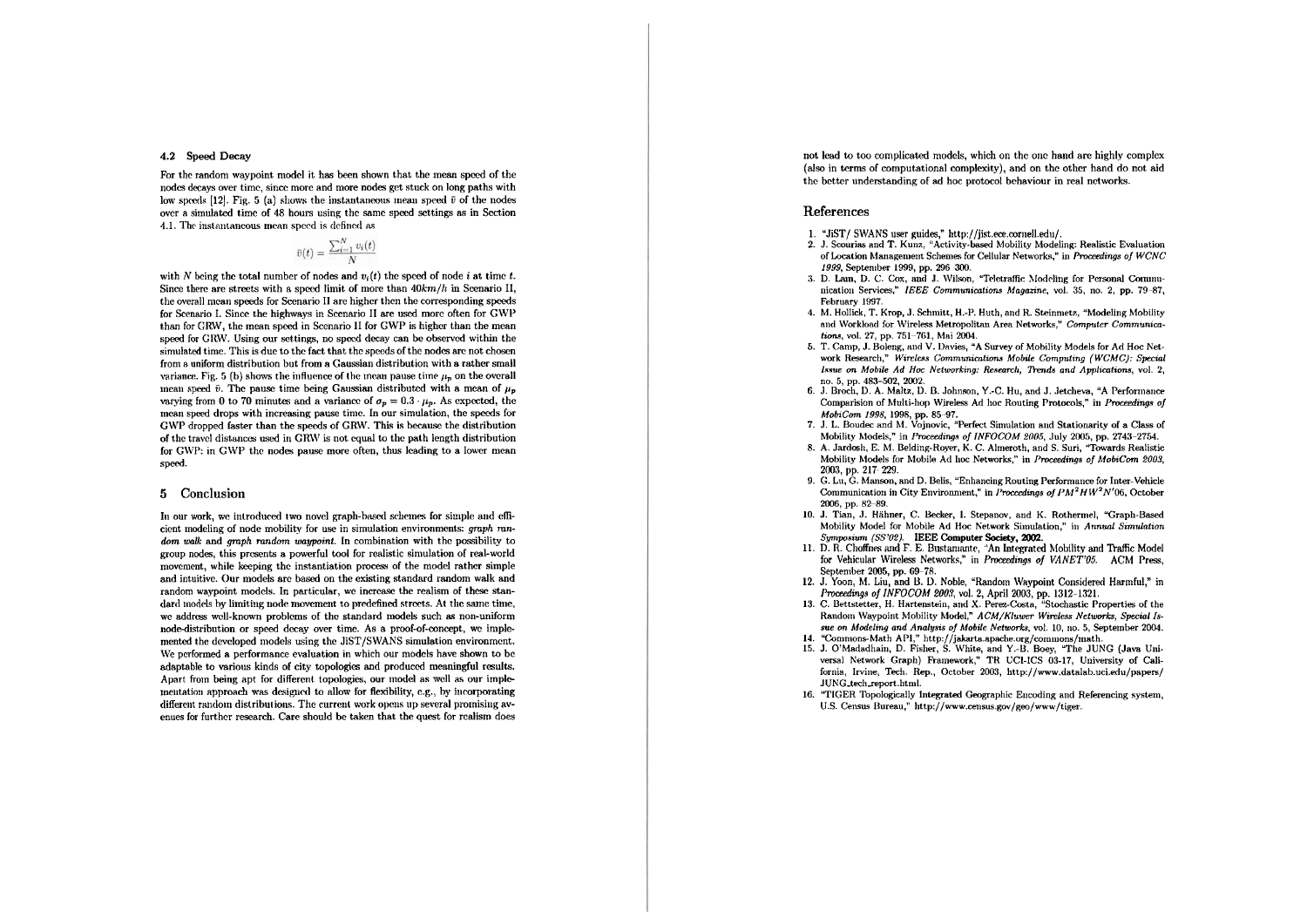### 4.2 Speed Decay

For the random waypoint model it has been shown that the mean speed of the nodes decays over time, since more and more nodes get stuck on long paths with low speeds [12]. Fig. 5 (a) shows the instantaneous mean speed $\bar{v}$ of the nodes over a simulated time of 48 hours using the same speed settings as in Section 4.1. The instantaneous mean speed is defined as

$$\bar{v}(t) = \frac{\sum_{i=1}^{N} v_i(t)}{N}$$

with $N$ being the total number of nodes and $v_i(t)$ the speed of node $i$ at time $t$. Since there are streets with a speed limit of more than $40km/h$ in Scenario II, the overall mean speeds for Scenario II are higher then the corresponding speeds for Scenario I. Since the highways in Scenario II are used more often for GWP than for GRW, the mean speed in Scenario II for GWP is higher than the mean speed for GRW. Using our settings, no speed decay can be observed within the simulated time. This is due to the fact that the speeds of the nodes are not chosen from a uniform distribution but from a Gaussian distribution with a rather small variance. Fig. 5 (b) shows the influence of the mean pause time $\mu_p$ on the overall mean speed $\bar{v}$. The pause time being Gaussian distributed with a mean of $\mu_p$ varying from 0 to 70 minutes and a variance of $\sigma_p = 0.3 \cdot \mu_p$. As expected, the mean speed drops with increasing pause time. In our simulation, the speeds for GWP dropped faster than the speeds of GRW. This is because the distribution of the travel distances used in GRW is not equal to the path length distribution for GWP: in GWP the nodes pause more often, thus leading to a lower mean speed.

## 5 Conclusion

In our work, we introduced two novel graph-based schemes for simple and efficient modeling of node mobility for use in simulation environments: *graph random walk* and *graph random waypoint*. In combination with the possibility to group nodes, this presents a powerful tool for realistic simulation of real-world movement, while keeping the instantiation process of the model rather simple and intuitive. Our models are based on the existing standard random walk and random waypoint models. In particular, we increase the realism of these standard models by limiting node movement to predefined streets. At the same time, we address well-known problems of the standard models such as non-uniform node-distribution or speed decay over time. As a proof-of-concept, we implemented the developed models using the JiST/SWANS simulation environment. We performed a performance evaluation in which our models have shown to be adaptable to various kinds of city topologies and produced meaningful results. Apart from being apt for different topologies, our model as well as our implementation approach was designed to allow for flexibility, e.g., by incorporating different random distributions. The current work opens up several promising avenues for further research. Care should be taken that the quest for realism does not lead to too complicated models, which on the one hand are highly complex (also in terms of computational complexity), and on the other hand do not aid the better understanding of ad hoc protocol behaviour in real networks.

## References

1. "JiST/ SWANS user guides," http://jist.ece.cornell.edu/.
2. J. Scourias and T. Kunz, "Activity-based Mobility Modeling: Realistic Evaluation of Location Management Schemes for Cellular Networks," in *Proceedings of WCNC 1999*, September 1999, pp. 296–300.
3. D. Lam, D. C. Cox, and J. Wilson, "Teletraffic Modeling for Personal Communication Services," *IEEE Communications Magazine*, vol. 35, no. 2, pp. 79–87, February 1997.
4. M. Hollick, T. Krop, J. Schmitt, H.-P. Huth, and R. Steinmetz, "Modeling Mobility and Workload for Wireless Metropolitan Area Networks," *Computer Communications*, vol. 27, pp. 751–761, Mai 2004.
5. T. Camp, J. Boleng, and V. Davies, "A Survey of Mobility Models for Ad Hoc Network Research," *Wireless Communications Mobile Computing (WCMC): Special Issue on Mobile Ad Hoc Networking: Research, Trends and Applications*, vol. 2, no. 5, pp. 483–502, 2002.
6. J. Broch, D. A. Maltz, D. B. Johnson, Y.-C. Hu, and J. Jetcheva, "A Performance Comparision of Multi-hop Wireless Ad hoc Routing Protocols," in *Proceedings of MobiCom 1998*, 1998, pp. 85–97.
7. J. L. Boudec and M. Vojnovic, "Perfect Simulation and Stationarity of a Class of Mobility Models," in *Proceedings of INFOCOM 2005*, July 2005, pp. 2743–2754.
8. A. Jardosh, E. M. Belding-Royer, K. C. Almeroth, and S. Suri, "Towards Realistic Mobility Models for Mobile Ad hoc Networks," in *Proceedings of MobiCom 2003*, 2003, pp. 217–229.
9. G. Lu, G. Manson, and D. Belis, "Enhancing Routing Performance for Inter-Vehicle Communication in City Environment," in *Proceedings of $PM^2HW^2N$'06*, October 2006, pp. 82–89.
10. J. Tian, J. Hähner, C. Becker, I. Stepanov, and K. Rothermel, "Graph-Based Mobility Model for Mobile Ad Hoc Network Simulation," in *Annual Simulation Symposium (SS'02)*. IEEE Computer Society, 2002.
11. D. R. Choffnes and F. E. Bustamante, "An Integrated Mobility and Traffic Model for Vehicular Wireless Networks," in *Proceedings of VANET'05*. ACM Press, September 2005, pp. 69–78.
12. J. Yoon, M. Liu, and B. D. Noble, "Random Waypoint Considered Harmful," in *Proceedings of INFOCOM 2003*, vol. 2, April 2003, pp. 1312–1321.
13. C. Bettstetter, H. Hartenstein, and X. Perez-Costa, "Stochastic Properties of the Random Waypoint Mobility Model," *ACM/Kluwer Wireless Networks, Special Issue on Modeling and Analysis of Mobile Networks*, vol. 10, no. 5, September 2004.
14. "Commons-Math API," http://jakarta.apache.org/commons/math.
15. J. O'Madadhain, D. Fisher, S. White, and Y.-B. Boey, "The JUNG (Java Universal Network Graph) Framework," TR UCI-ICS 03-17, University of California, Irvine, Tech. Rep., October 2003, http://www.datalab.uci.edu/papers/JUNG_tech_report.html.
16. "TIGER Topologically Integrated Geographic Encoding and Referencing system, U.S. Census Bureau," http://www.census.gov/geo/www/tiger.